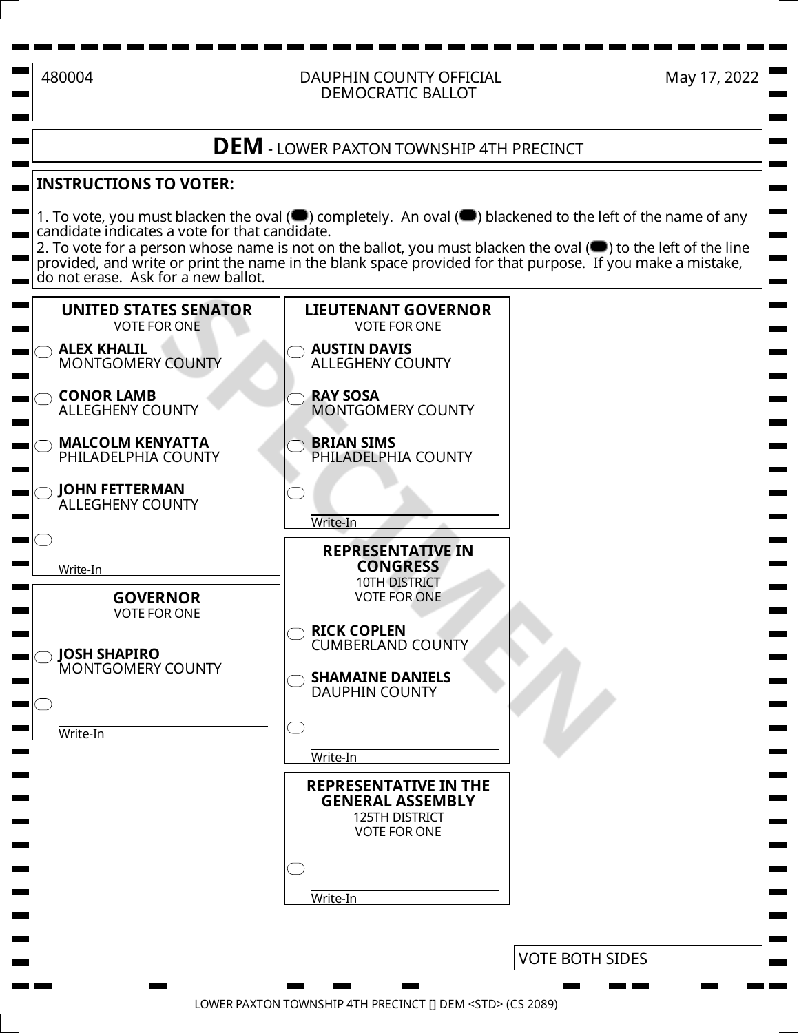480004

DAUPHIN COUNTY OFFICIAL
DEMOCRATIC BALLOT

May 17, 2022

# DEM - LOWER PAXTON TOWNSHIP 4TH PRECINCT

**INSTRUCTIONS TO VOTER:**

1. To vote, you must blacken the oval (⬬) completely. An oval (⬬) blackened to the left of the name of any candidate indicates a vote for that candidate.
2. To vote for a person whose name is not on the ballot, you must blacken the oval (⬬) to the left of the line provided, and write or print the name in the blank space provided for that purpose. If you make a mistake, do not erase. Ask for a new ballot.

## UNITED STATES SENATOR
VOTE FOR ONE

- ⬭ **ALEX KHALIL** MONTGOMERY COUNTY
- ⬭ **CONOR LAMB** ALLEGHENY COUNTY
- ⬭ **MALCOLM KENYATTA** PHILADELPHIA COUNTY
- ⬭ **JOHN FETTERMAN** ALLEGHENY COUNTY
- ⬭ ________ Write-In

## GOVERNOR
VOTE FOR ONE

- ⬭ **JOSH SHAPIRO** MONTGOMERY COUNTY
- ⬭ ________ Write-In

## LIEUTENANT GOVERNOR
VOTE FOR ONE

- ⬭ **AUSTIN DAVIS** ALLEGHENY COUNTY
- ⬭ **RAY SOSA** MONTGOMERY COUNTY
- ⬭ **BRIAN SIMS** PHILADELPHIA COUNTY
- ⬭ ________ Write-In

## REPRESENTATIVE IN CONGRESS
10TH DISTRICT
VOTE FOR ONE

- ⬭ **RICK COPLEN** CUMBERLAND COUNTY
- ⬭ **SHAMAINE DANIELS** DAUPHIN COUNTY
- ⬭ ________ Write-In

## REPRESENTATIVE IN THE GENERAL ASSEMBLY
125TH DISTRICT
VOTE FOR ONE

- ⬭ ________ Write-In

VOTE BOTH SIDES

LOWER PAXTON TOWNSHIP 4TH PRECINCT [] DEM <STD> (CS 2089)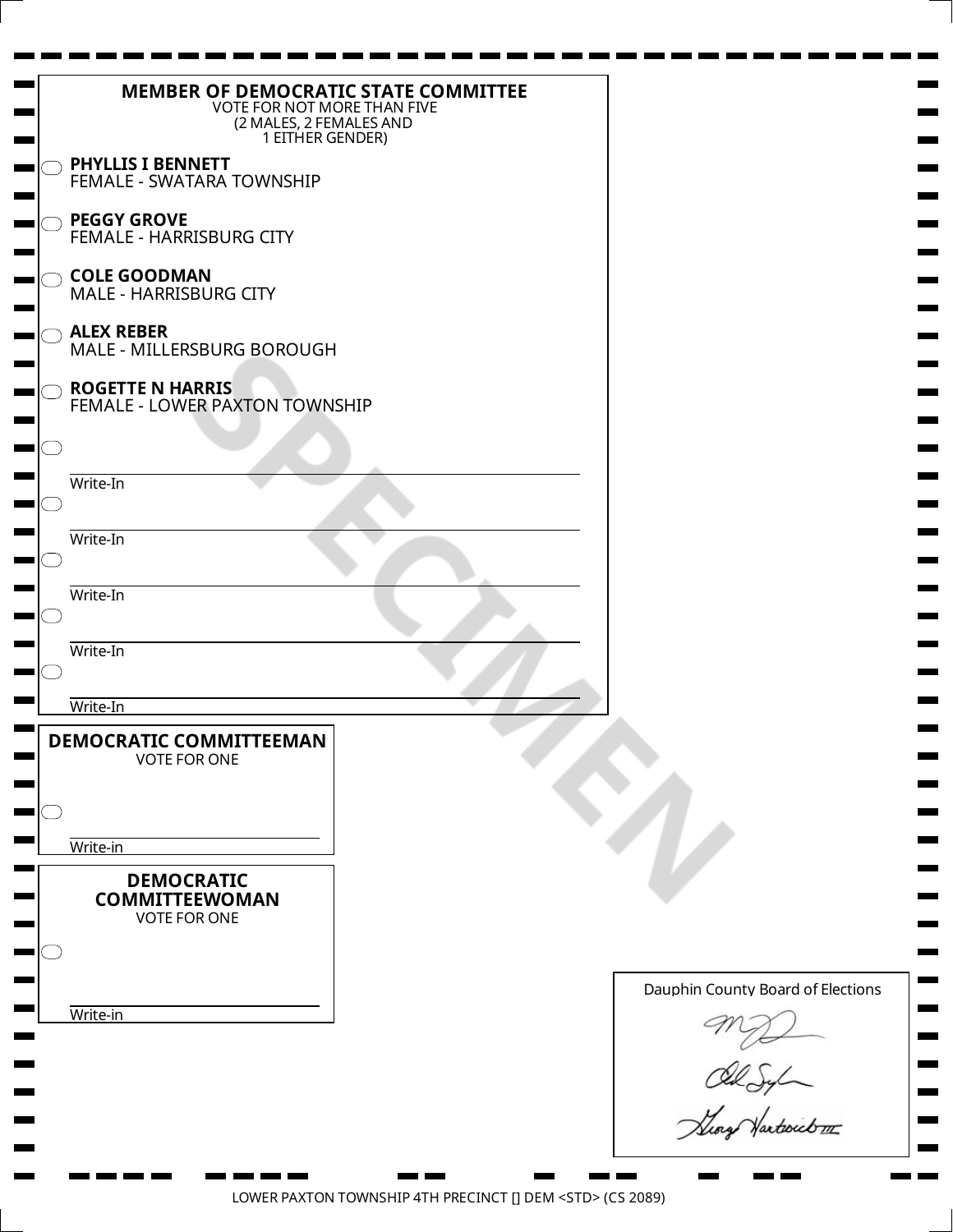## MEMBER OF DEMOCRATIC STATE COMMITTEE

VOTE FOR NOT MORE THAN FIVE
(2 MALES, 2 FEMALES AND
1 EITHER GENDER)

- **PHYLLIS I BENNETT**
  FEMALE - SWATARA TOWNSHIP
- **PEGGY GROVE**
  FEMALE - HARRISBURG CITY
- **COLE GOODMAN**
  MALE - HARRISBURG CITY
- **ALEX REBER**
  MALE - MILLERSBURG BOROUGH
- **ROGETTE N HARRIS**
  FEMALE - LOWER PAXTON TOWNSHIP
- Write-In
- Write-In
- Write-In
- Write-In
- Write-In

## DEMOCRATIC COMMITTEEMAN

VOTE FOR ONE

- Write-in

## DEMOCRATIC COMMITTEEWOMAN

VOTE FOR ONE

- Write-in

Dauphin County Board of Elections

SPECIMEN

LOWER PAXTON TOWNSHIP 4TH PRECINCT [] DEM <STD> (CS 2089)